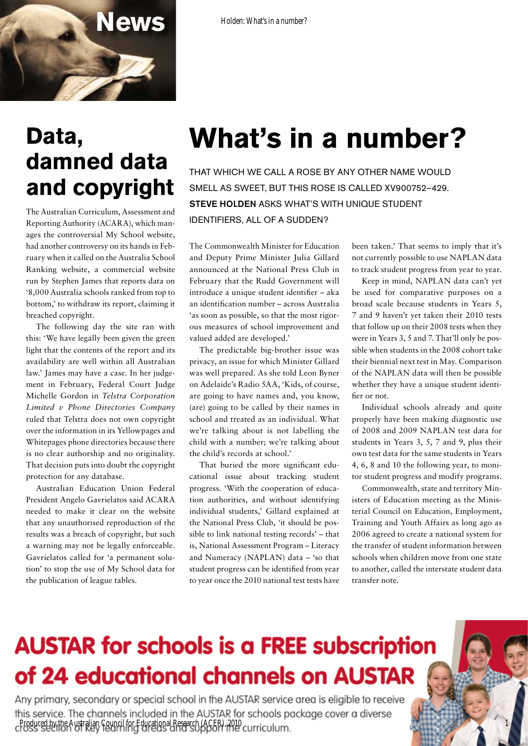# News

## Data, damned data and copyright

The Australian Curriculum, Assessment and Reporting Authority (ACARA), which manages the controversial My School website, had another controversy on its hands in February when it called on the Australia School Ranking website, a commercial website run by Stephen James that reports data on '8,000 Australia schools ranked from top to bottom,' to withdraw its report, claiming it breached copyright.

The following day the site ran with this: 'We have legally been given the green light that the contents of the report and its availability are well within all Australian law.' James may have a case. In her judgement in February, Federal Court Judge Michelle Gordon in *Telstra Corporation Limited v Phone Directories Company* ruled that Telstra does not own copyright over the information in its Yellowpages and Whitepages phone directories because there is no clear authorship and no originality. That decision puts into doubt the copyright protection for any database.

Australian Education Union Federal President Angelo Gavrielatos said ACARA needed to make it clear on the website that any unauthorised reproduction of the results was a breach of copyright, but such a warning may not be legally enforceable. Gavrielatos called for 'a permanent solution' to stop the use of My School data for the publication of league tables.

# What's in a number?

THAT WHICH WE CALL A ROSE BY ANY OTHER NAME WOULD SMELL AS SWEET, BUT THIS ROSE IS CALLED XV900752–429. **STEVE HOLDEN** ASKS WHAT'S WITH UNIQUE STUDENT IDENTIFIERS, ALL OF A SUDDEN?

The Commonwealth Minister for Education and Deputy Prime Minister Julia Gillard announced at the National Press Club in February that the Rudd Government will introduce a unique student identifier – aka an identification number – across Australia 'as soon as possible, so that the most rigorous measures of school improvement and valued added are developed.'

The predictable big-brother issue was privacy, an issue for which Minister Gillard was well prepared. As she told Leon Byner on Adelaide's Radio 5AA, 'Kids, of course, are going to have names and, you know, (are) going to be called by their names in school and treated as an individual. What we're talking about is not labelling the child with a number; we're talking about the child's records at school.'

That buried the more significant educational issue about tracking student progress. 'With the cooperation of education authorities, and without identifying individual students,' Gillard explained at the National Press Club, 'it should be possible to link national testing records' – that is, National Assessment Program – Literacy and Numeracy (NAPLAN) data – 'so that student progress can be identified from year to year once the 2010 national test tests have been taken.' That seems to imply that it's not currently possible to use NAPLAN data to track student progress from year to year.

Keep in mind, NAPLAN data can't yet be used for comparative purposes on a broad scale because students in Years 5, 7 and 9 haven't yet taken their 2010 tests that follow up on their 2008 tests when they were in Years 3, 5 and 7. That'll only be possible when students in the 2008 cohort take their biennial next test in May. Comparison of the NAPLAN data will then be possible whether they have a unique student identifier or not.

Individual schools already and quite properly have been making diagnostic use of 2008 and 2009 NAPLAN test data for students in Years 3, 5, 7 and 9, plus their own test data for the same students in Years 4, 6, 8 and 10 the following year, to monitor student progress and modify programs.

Commonwealth, state and territory Ministers of Education meeting as the Ministerial Council on Education, Employment, Training and Youth Affairs as long ago as 2006 agreed to create a national system for the transfer of student information between schools when children move from one state to another, called the interstate student data transfer note.

**AUSTAR for schools is a FREE subscription of 24 educational channels on AUSTAR**

Any primary, secondary or special school in the AUSTAR service area is eligible to receive this service. The channels included in the AUSTAR for schools package cover a diverse cross section of key learning areas and support the curriculum.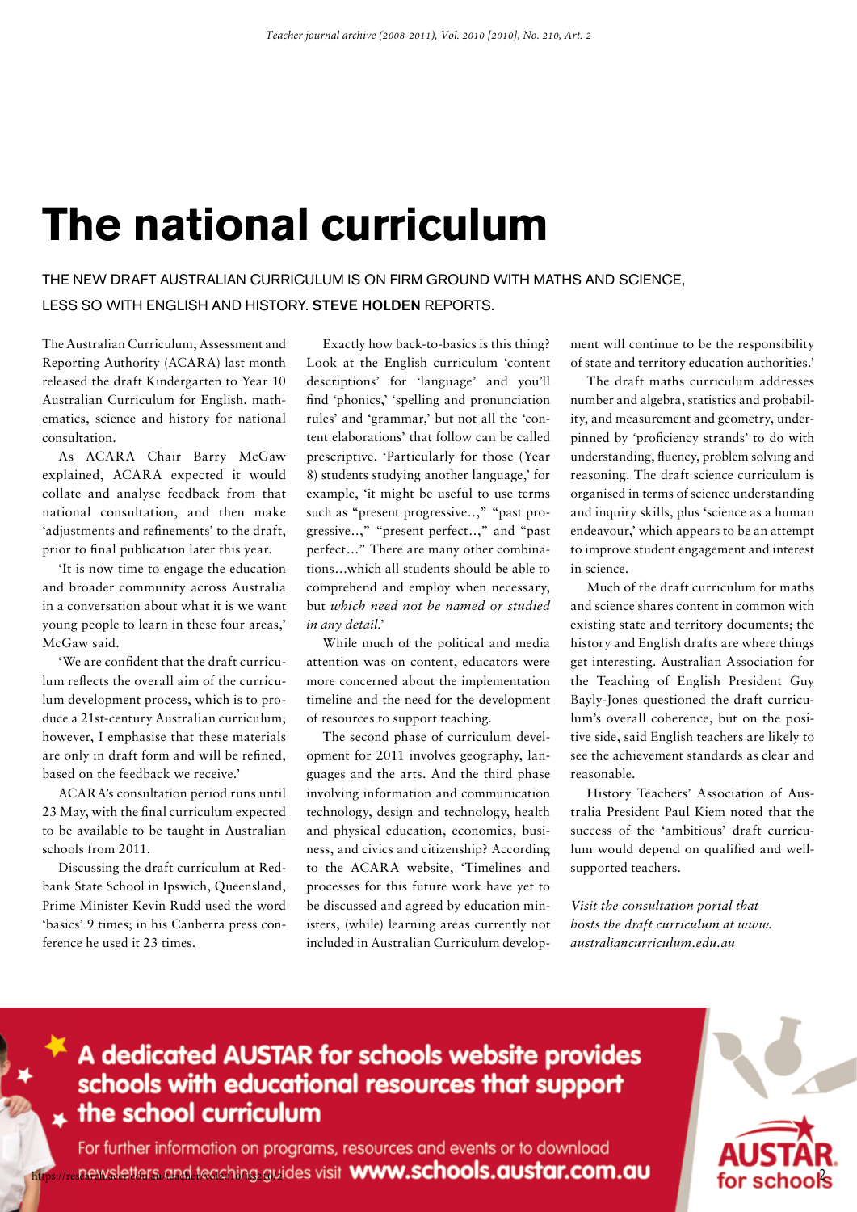# The national curriculum

THE NEW DRAFT AUSTRALIAN CURRICULUM IS ON FIRM GROUND WITH MATHS AND SCIENCE, LESS SO WITH ENGLISH AND HISTORY. **STEVE HOLDEN** REPORTS.

The Australian Curriculum, Assessment and Reporting Authority (ACARA) last month released the draft Kindergarten to Year 10 Australian Curriculum for English, mathematics, science and history for national consultation.

As ACARA Chair Barry McGaw explained, ACARA expected it would collate and analyse feedback from that national consultation, and then make 'adjustments and refinements' to the draft, prior to final publication later this year.

'It is now time to engage the education and broader community across Australia in a conversation about what it is we want young people to learn in these four areas,' McGaw said.

'We are confident that the draft curriculum reflects the overall aim of the curriculum development process, which is to produce a 21st-century Australian curriculum; however, I emphasise that these materials are only in draft form and will be refined, based on the feedback we receive.'

ACARA's consultation period runs until 23 May, with the final curriculum expected to be available to be taught in Australian schools from 2011.

Discussing the draft curriculum at Redbank State School in Ipswich, Queensland, Prime Minister Kevin Rudd used the word 'basics' 9 times; in his Canberra press conference he used it 23 times.

Exactly how back-to-basics is this thing? Look at the English curriculum 'content descriptions' for 'language' and you'll find 'phonics,' 'spelling and pronunciation rules' and 'grammar,' but not all the 'content elaborations' that follow can be called prescriptive. 'Particularly for those (Year 8) students studying another language,' for example, 'it might be useful to use terms such as "present progressive..," "past progressive..," "present perfect..," and "past perfect..." There are many other combinations...which all students should be able to comprehend and employ when necessary, but *which need not be named or studied in any detail*.'

While much of the political and media attention was on content, educators were more concerned about the implementation timeline and the need for the development of resources to support teaching.

The second phase of curriculum development for 2011 involves geography, languages and the arts. And the third phase involving information and communication technology, design and technology, health and physical education, economics, business, and civics and citizenship? According to the ACARA website, 'Timelines and processes for this future work have yet to be discussed and agreed by education ministers, (while) learning areas currently not included in Australian Curriculum development will continue to be the responsibility of state and territory education authorities.'

The draft maths curriculum addresses number and algebra, statistics and probability, and measurement and geometry, underpinned by 'proficiency strands' to do with understanding, fluency, problem solving and reasoning. The draft science curriculum is organised in terms of science understanding and inquiry skills, plus 'science as a human endeavour,' which appears to be an attempt to improve student engagement and interest in science.

Much of the draft curriculum for maths and science shares content in common with existing state and territory documents; the history and English drafts are where things get interesting. Australian Association for the Teaching of English President Guy Bayly-Jones questioned the draft curriculum's overall coherence, but on the positive side, said English teachers are likely to see the achievement standards as clear and reasonable.

History Teachers' Association of Australia President Paul Kiem noted that the success of the 'ambitious' draft curriculum would depend on qualified and well-supported teachers.

*Visit the consultation portal that hosts the draft curriculum at www.australiancurriculum.edu.au*

**A dedicated AUSTAR for schools website provides schools with educational resources that support the school curriculum**

For further information on programs, resources and events or to download newsletters and teaching guides visit **www.schools.austar.com.au**

AUSTAR for schools